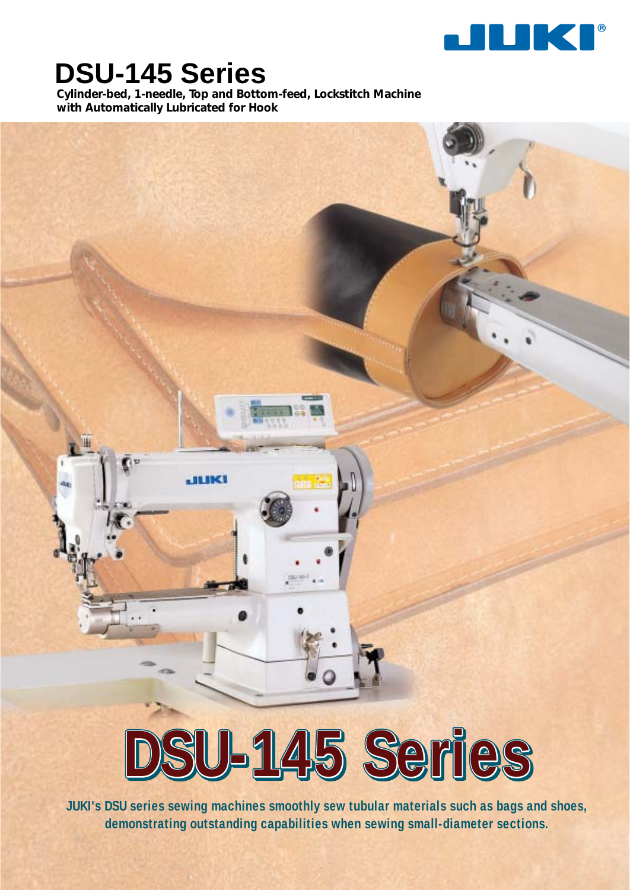JUKI®

# DSU-145 Series

**Cylinder-bed, 1-needle, Top and Bottom-feed, Lockstitch Machine with Automatically Lubricated for Hook**

# DSU-145 Series

**JUKI's DSU series sewing machines smoothly sew tubular materials such as bags and shoes, demonstrating outstanding capabilities when sewing small-diameter sections.**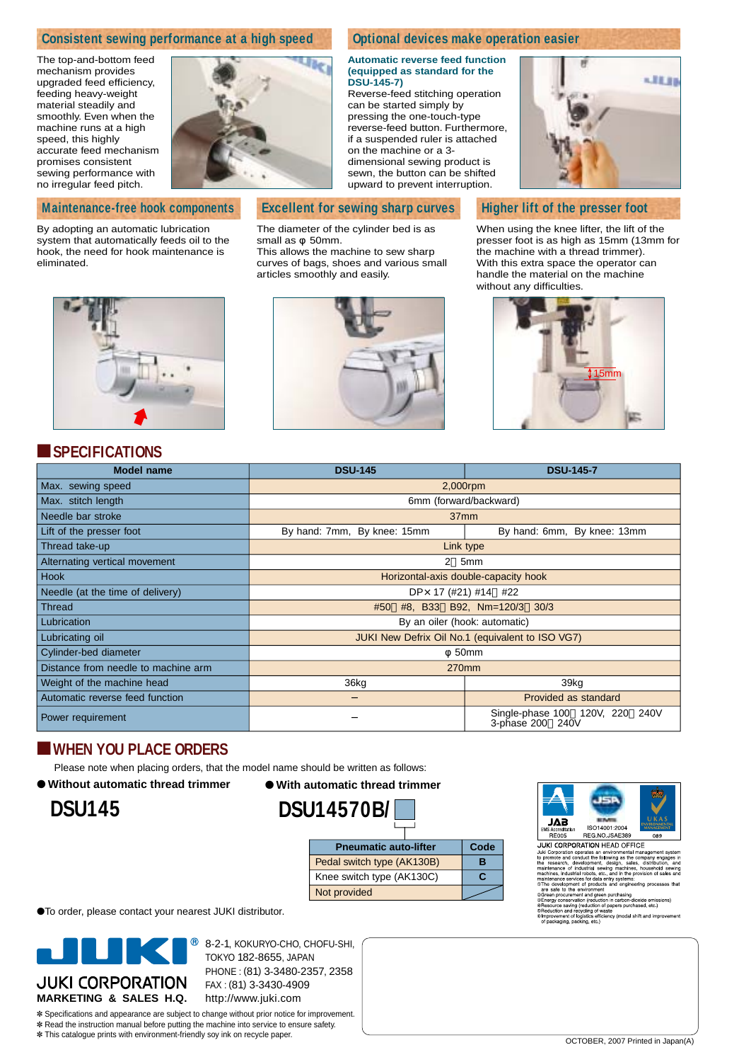## Consistent sewing performance at a high speed

The top-and-bottom feed mechanism provides upgraded feed efficiency, feeding heavy-weight material steadily and smoothly. Even when the machine runs at a high speed, this highly accurate feed mechanism promises consistent sewing performance with no irregular feed pitch.

## Optional devices make operation easier

**Automatic reverse feed function (equipped as standard for the DSU-145-7)**

Reverse-feed stitching operation can be started simply by pressing the one-touch-type reverse-feed button. Furthermore, if a suspended ruler is attached on the machine or a 3-dimensional sewing product is sewn, the button can be shifted upward to prevent interruption.

## Maintenance-free hook components

By adopting an automatic lubrication system that automatically feeds oil to the hook, the need for hook maintenance is eliminated.

## Excellent for sewing sharp curves

The diameter of the cylinder bed is as small as φ 50mm.
This allows the machine to sew sharp curves of bags, shoes and various small articles smoothly and easily.

## Higher lift of the presser foot

When using the knee lifter, the lift of the presser foot is as high as 15mm (13mm for the machine with a thread trimmer).
With this extra space the operator can handle the material on the machine without any difficulties.

15mm

## SPECIFICATIONS

| Model name | DSU-145 | DSU-145-7 |
|---|---|---|
| Max. sewing speed | 2,000rpm | |
| Max. stitch length | 6mm (forward/backward) | |
| Needle bar stroke | 37mm | |
| Lift of the presser foot | By hand: 7mm, By knee: 15mm | By hand: 6mm, By knee: 13mm |
| Thread take-up | Link type | |
| Alternating vertical movement | 2～5mm | |
| Hook | Horizontal-axis double-capacity hook | |
| Needle (at the time of delivery) | DP×17 (#21) #14～#22 | |
| Thread | #50～#8, B33～B92, Nm=120/3～30/3 | |
| Lubrication | By an oiler (hook: automatic) | |
| Lubricating oil | JUKI New Defrix Oil No.1 (equivalent to ISO VG7) | |
| Cylinder-bed diameter | φ 50mm | |
| Distance from needle to machine arm | 270mm | |
| Weight of the machine head | 36kg | 39kg |
| Automatic reverse feed function | – | Provided as standard |
| Power requirement | – | Single-phase 100～120V, 220～240V<br>3-phase 200～240V |

## WHEN YOU PLACE ORDERS

Please note when placing orders, that the model name should be written as follows:

● **Without automatic thread trimmer**

**DSU145**

● **With automatic thread trimmer**

**DSU14570B/□**

| Pneumatic auto-lifter | Code |
|---|---|
| Pedal switch type (AK130B) | B |
| Knee switch type (AK130C) | C |
| Not provided | |

●To order, please contact your nearest JUKI distributor.

JAB EMS Accreditation RE005 — ISO14001:2004 REG.NO.JSAE389 — UKAS ENVIRONMENTAL MANAGEMENT 089

JUKI CORPORATION HEAD OFFICE
Juki Corporation operates an environmental management system to promote and conduct the following as the company engages in the research, development, design, sales, distribution, and maintenance of industrial sewing machines, household sewing machines, industrial robots, etc., and in the provision of sales and maintenance services for data entry systems:
①The development of products and engineering processes that are safe to the environment
②Green procurement and green purchasing
③Energy conservation (reduction in carbon-dioxide emissions)
④Resource saving (reduction of papers purchased, etc.)
⑤Reduction and recycling of waste
⑥Improvement of logistics efficiency (modal shift and improvement of packaging, packing, etc.)

**JUKI CORPORATION**
**MARKETING & SALES H.Q.**

8-2-1, KOKURYO-CHO, CHOFU-SHI, TOKYO 182-8655, JAPAN
PHONE : (81) 3-3480-2357, 2358
FAX : (81) 3-3430-4909
http://www.juki.com

✽ Specifications and appearance are subject to change without prior notice for improvement.
✽ Read the instruction manual before putting the machine into service to ensure safety.
✽ This catalogue prints with environment-friendly soy ink on recycle paper.

OCTOBER, 2007 Printed in Japan(A)